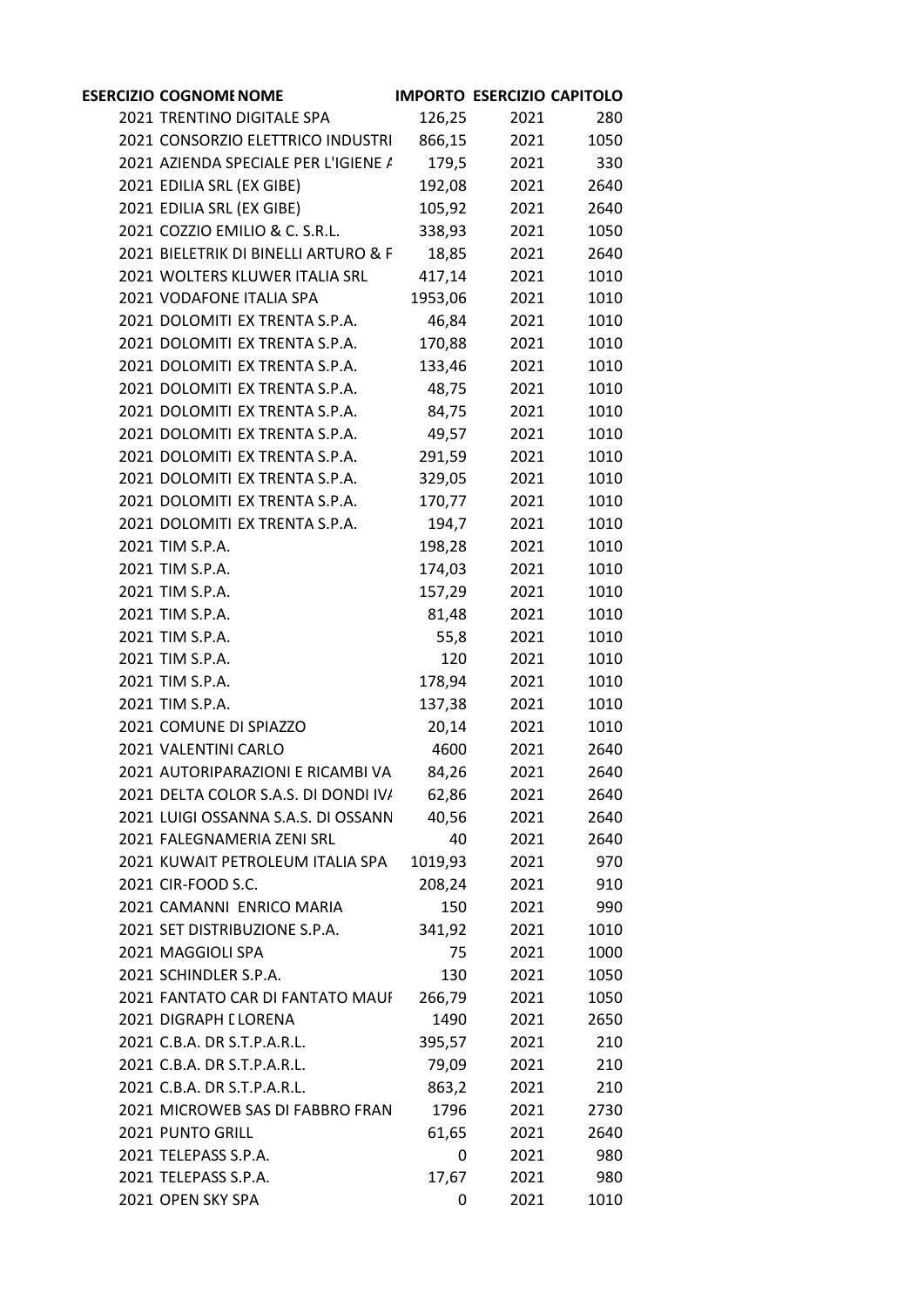| ESERCIZIO | COGNOME NOME | IMPORTO | ESERCIZIO | CAPITOLO |
|---|---|---|---|---|
| 2021 | TRENTINO DIGITALE SPA | 126,25 | 2021 | 280 |
| 2021 | CONSORZIO ELETTRICO INDUSTRI | 866,15 | 2021 | 1050 |
| 2021 | AZIENDA SPECIALE PER L'IGIENE A | 179,5 | 2021 | 330 |
| 2021 | EDILIA SRL (EX GIBE) | 192,08 | 2021 | 2640 |
| 2021 | EDILIA SRL (EX GIBE) | 105,92 | 2021 | 2640 |
| 2021 | COZZIO EMILIO & C. S.R.L. | 338,93 | 2021 | 1050 |
| 2021 | BIELETRIK DI BINELLI ARTURO & F | 18,85 | 2021 | 2640 |
| 2021 | WOLTERS KLUWER ITALIA SRL | 417,14 | 2021 | 1010 |
| 2021 | VODAFONE ITALIA SPA | 1953,06 | 2021 | 1010 |
| 2021 | DOLOMITI EX TRENTA S.P.A. | 46,84 | 2021 | 1010 |
| 2021 | DOLOMITI EX TRENTA S.P.A. | 170,88 | 2021 | 1010 |
| 2021 | DOLOMITI EX TRENTA S.P.A. | 133,46 | 2021 | 1010 |
| 2021 | DOLOMITI EX TRENTA S.P.A. | 48,75 | 2021 | 1010 |
| 2021 | DOLOMITI EX TRENTA S.P.A. | 84,75 | 2021 | 1010 |
| 2021 | DOLOMITI EX TRENTA S.P.A. | 49,57 | 2021 | 1010 |
| 2021 | DOLOMITI EX TRENTA S.P.A. | 291,59 | 2021 | 1010 |
| 2021 | DOLOMITI EX TRENTA S.P.A. | 329,05 | 2021 | 1010 |
| 2021 | DOLOMITI EX TRENTA S.P.A. | 170,77 | 2021 | 1010 |
| 2021 | DOLOMITI EX TRENTA S.P.A. | 194,7 | 2021 | 1010 |
| 2021 | TIM S.P.A. | 198,28 | 2021 | 1010 |
| 2021 | TIM S.P.A. | 174,03 | 2021 | 1010 |
| 2021 | TIM S.P.A. | 157,29 | 2021 | 1010 |
| 2021 | TIM S.P.A. | 81,48 | 2021 | 1010 |
| 2021 | TIM S.P.A. | 55,8 | 2021 | 1010 |
| 2021 | TIM S.P.A. | 120 | 2021 | 1010 |
| 2021 | TIM S.P.A. | 178,94 | 2021 | 1010 |
| 2021 | TIM S.P.A. | 137,38 | 2021 | 1010 |
| 2021 | COMUNE DI SPIAZZO | 20,14 | 2021 | 1010 |
| 2021 | VALENTINI CARLO | 4600 | 2021 | 2640 |
| 2021 | AUTORIPARAZIONI E RICAMBI VA | 84,26 | 2021 | 2640 |
| 2021 | DELTA COLOR S.A.S. DI DONDI IVA | 62,86 | 2021 | 2640 |
| 2021 | LUIGI OSSANNA S.A.S. DI OSSANN | 40,56 | 2021 | 2640 |
| 2021 | FALEGNAMERIA ZENI SRL | 40 | 2021 | 2640 |
| 2021 | KUWAIT PETROLEUM ITALIA SPA | 1019,93 | 2021 | 970 |
| 2021 | CIR-FOOD S.C. | 208,24 | 2021 | 910 |
| 2021 | CAMANNI ENRICO MARIA | 150 | 2021 | 990 |
| 2021 | SET DISTRIBUZIONE S.P.A. | 341,92 | 2021 | 1010 |
| 2021 | MAGGIOLI SPA | 75 | 2021 | 1000 |
| 2021 | SCHINDLER S.P.A. | 130 | 2021 | 1050 |
| 2021 | FANTATO CAR DI FANTATO MAUI | 266,79 | 2021 | 1050 |
| 2021 | DIGRAPH I LORENA | 1490 | 2021 | 2650 |
| 2021 | C.B.A. DR S.T.P.A.R.L. | 395,57 | 2021 | 210 |
| 2021 | C.B.A. DR S.T.P.A.R.L. | 79,09 | 2021 | 210 |
| 2021 | C.B.A. DR S.T.P.A.R.L. | 863,2 | 2021 | 210 |
| 2021 | MICROWEB SAS DI FABBRO FRAN | 1796 | 2021 | 2730 |
| 2021 | PUNTO GRILL | 61,65 | 2021 | 2640 |
| 2021 | TELEPASS S.P.A. | 0 | 2021 | 980 |
| 2021 | TELEPASS S.P.A. | 17,67 | 2021 | 980 |
| 2021 | OPEN SKY SPA | 0 | 2021 | 1010 |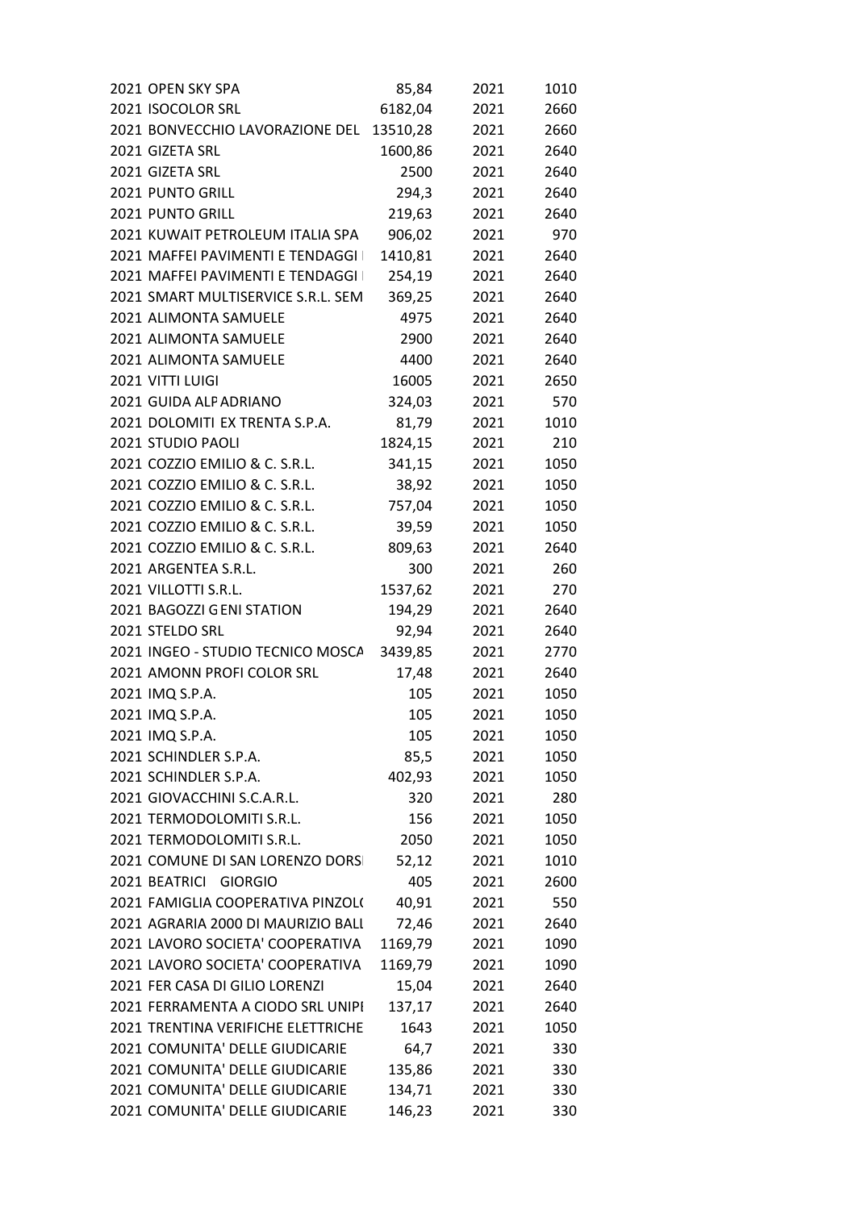| | | | | |
|---|---|---|---|---|
| 2021 | OPEN SKY SPA | 85,84 | 2021 | 1010 |
| 2021 | ISOCOLOR SRL | 6182,04 | 2021 | 2660 |
| 2021 | BONVECCHIO LAVORAZIONE DEL | 13510,28 | 2021 | 2660 |
| 2021 | GIZETA SRL | 1600,86 | 2021 | 2640 |
| 2021 | GIZETA SRL | 2500 | 2021 | 2640 |
| 2021 | PUNTO GRILL | 294,3 | 2021 | 2640 |
| 2021 | PUNTO GRILL | 219,63 | 2021 | 2640 |
| 2021 | KUWAIT PETROLEUM ITALIA SPA | 906,02 | 2021 | 970 |
| 2021 | MAFFEI PAVIMENTI E TENDAGGI | 1410,81 | 2021 | 2640 |
| 2021 | MAFFEI PAVIMENTI E TENDAGGI | 254,19 | 2021 | 2640 |
| 2021 | SMART MULTISERVICE S.R.L. SEM | 369,25 | 2021 | 2640 |
| 2021 | ALIMONTA SAMUELE | 4975 | 2021 | 2640 |
| 2021 | ALIMONTA SAMUELE | 2900 | 2021 | 2640 |
| 2021 | ALIMONTA SAMUELE | 4400 | 2021 | 2640 |
| 2021 | VITTI LUIGI | 16005 | 2021 | 2650 |
| 2021 | GUIDA ALP ADRIANO | 324,03 | 2021 | 570 |
| 2021 | DOLOMITI EX TRENTA S.P.A. | 81,79 | 2021 | 1010 |
| 2021 | STUDIO PAOLI | 1824,15 | 2021 | 210 |
| 2021 | COZZIO EMILIO & C. S.R.L. | 341,15 | 2021 | 1050 |
| 2021 | COZZIO EMILIO & C. S.R.L. | 38,92 | 2021 | 1050 |
| 2021 | COZZIO EMILIO & C. S.R.L. | 757,04 | 2021 | 1050 |
| 2021 | COZZIO EMILIO & C. S.R.L. | 39,59 | 2021 | 1050 |
| 2021 | COZZIO EMILIO & C. S.R.L. | 809,63 | 2021 | 2640 |
| 2021 | ARGENTEA S.R.L. | 300 | 2021 | 260 |
| 2021 | VILLOTTI S.R.L. | 1537,62 | 2021 | 270 |
| 2021 | BAGOZZI G ENI STATION | 194,29 | 2021 | 2640 |
| 2021 | STELDO SRL | 92,94 | 2021 | 2640 |
| 2021 | INGEO - STUDIO TECNICO MOSCA | 3439,85 | 2021 | 2770 |
| 2021 | AMONN PROFI COLOR SRL | 17,48 | 2021 | 2640 |
| 2021 | IMQ S.P.A. | 105 | 2021 | 1050 |
| 2021 | IMQ S.P.A. | 105 | 2021 | 1050 |
| 2021 | IMQ S.P.A. | 105 | 2021 | 1050 |
| 2021 | SCHINDLER S.P.A. | 85,5 | 2021 | 1050 |
| 2021 | SCHINDLER S.P.A. | 402,93 | 2021 | 1050 |
| 2021 | GIOVACCHINI S.C.A.R.L. | 320 | 2021 | 280 |
| 2021 | TERMODOLOMITI S.R.L. | 156 | 2021 | 1050 |
| 2021 | TERMODOLOMITI S.R.L. | 2050 | 2021 | 1050 |
| 2021 | COMUNE DI SAN LORENZO DORSI | 52,12 | 2021 | 1010 |
| 2021 | BEATRICI GIORGIO | 405 | 2021 | 2600 |
| 2021 | FAMIGLIA COOPERATIVA PINZOLO | 40,91 | 2021 | 550 |
| 2021 | AGRARIA 2000 DI MAURIZIO BALL | 72,46 | 2021 | 2640 |
| 2021 | LAVORO SOCIETA' COOPERATIVA | 1169,79 | 2021 | 1090 |
| 2021 | LAVORO SOCIETA' COOPERATIVA | 1169,79 | 2021 | 1090 |
| 2021 | FER CASA DI GILIO LORENZI | 15,04 | 2021 | 2640 |
| 2021 | FERRAMENTA A CIODO SRL UNIPE | 137,17 | 2021 | 2640 |
| 2021 | TRENTINA VERIFICHE ELETTRICHE | 1643 | 2021 | 1050 |
| 2021 | COMUNITA' DELLE GIUDICARIE | 64,7 | 2021 | 330 |
| 2021 | COMUNITA' DELLE GIUDICARIE | 135,86 | 2021 | 330 |
| 2021 | COMUNITA' DELLE GIUDICARIE | 134,71 | 2021 | 330 |
| 2021 | COMUNITA' DELLE GIUDICARIE | 146,23 | 2021 | 330 |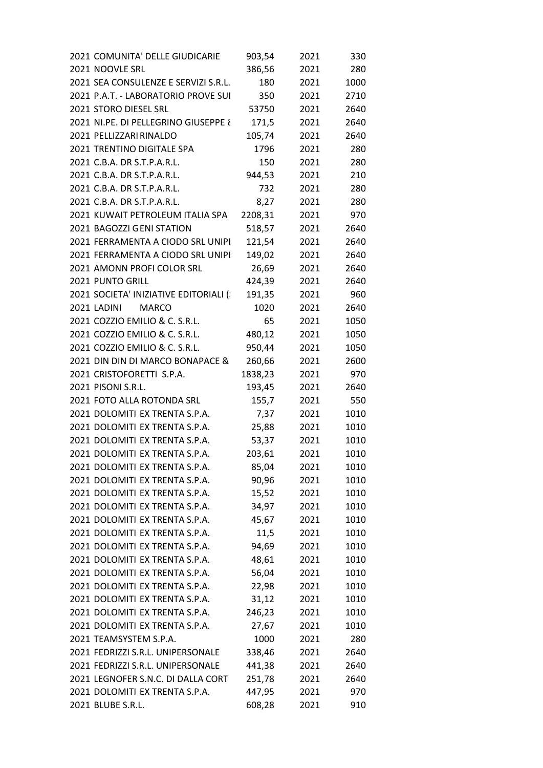| | | | | |
|---|---|---|---|---|
| 2021 | COMUNITA' DELLE GIUDICARIE | 903,54 | 2021 | 330 |
| 2021 | NOOVLE SRL | 386,56 | 2021 | 280 |
| 2021 | SEA CONSULENZE E SERVIZI S.R.L. | 180 | 2021 | 1000 |
| 2021 | P.A.T. - LABORATORIO PROVE SUI | 350 | 2021 | 2710 |
| 2021 | STORO DIESEL SRL | 53750 | 2021 | 2640 |
| 2021 | NI.PE. DI PELLEGRINO GIUSEPPE & | 171,5 | 2021 | 2640 |
| 2021 | PELLIZZARI RINALDO | 105,74 | 2021 | 2640 |
| 2021 | TRENTINO DIGITALE SPA | 1796 | 2021 | 280 |
| 2021 | C.B.A. DR S.T.P.A.R.L. | 150 | 2021 | 280 |
| 2021 | C.B.A. DR S.T.P.A.R.L. | 944,53 | 2021 | 210 |
| 2021 | C.B.A. DR S.T.P.A.R.L. | 732 | 2021 | 280 |
| 2021 | C.B.A. DR S.T.P.A.R.L. | 8,27 | 2021 | 280 |
| 2021 | KUWAIT PETROLEUM ITALIA SPA | 2208,31 | 2021 | 970 |
| 2021 | BAGOZZI G ENI STATION | 518,57 | 2021 | 2640 |
| 2021 | FERRAMENTA A CIODO SRL UNIPI | 121,54 | 2021 | 2640 |
| 2021 | FERRAMENTA A CIODO SRL UNIPI | 149,02 | 2021 | 2640 |
| 2021 | AMONN PROFI COLOR SRL | 26,69 | 2021 | 2640 |
| 2021 | PUNTO GRILL | 424,39 | 2021 | 2640 |
| 2021 | SOCIETA' INIZIATIVE EDITORIALI (! | 191,35 | 2021 | 960 |
| 2021 | LADINI MARCO | 1020 | 2021 | 2640 |
| 2021 | COZZIO EMILIO & C. S.R.L. | 65 | 2021 | 1050 |
| 2021 | COZZIO EMILIO & C. S.R.L. | 480,12 | 2021 | 1050 |
| 2021 | COZZIO EMILIO & C. S.R.L. | 950,44 | 2021 | 1050 |
| 2021 | DIN DIN DI MARCO BONAPACE & | 260,66 | 2021 | 2600 |
| 2021 | CRISTOFORETTI S.P.A. | 1838,23 | 2021 | 970 |
| 2021 | PISONI S.R.L. | 193,45 | 2021 | 2640 |
| 2021 | FOTO ALLA ROTONDA SRL | 155,7 | 2021 | 550 |
| 2021 | DOLOMITI EX TRENTA S.P.A. | 7,37 | 2021 | 1010 |
| 2021 | DOLOMITI EX TRENTA S.P.A. | 25,88 | 2021 | 1010 |
| 2021 | DOLOMITI EX TRENTA S.P.A. | 53,37 | 2021 | 1010 |
| 2021 | DOLOMITI EX TRENTA S.P.A. | 203,61 | 2021 | 1010 |
| 2021 | DOLOMITI EX TRENTA S.P.A. | 85,04 | 2021 | 1010 |
| 2021 | DOLOMITI EX TRENTA S.P.A. | 90,96 | 2021 | 1010 |
| 2021 | DOLOMITI EX TRENTA S.P.A. | 15,52 | 2021 | 1010 |
| 2021 | DOLOMITI EX TRENTA S.P.A. | 34,97 | 2021 | 1010 |
| 2021 | DOLOMITI EX TRENTA S.P.A. | 45,67 | 2021 | 1010 |
| 2021 | DOLOMITI EX TRENTA S.P.A. | 11,5 | 2021 | 1010 |
| 2021 | DOLOMITI EX TRENTA S.P.A. | 94,69 | 2021 | 1010 |
| 2021 | DOLOMITI EX TRENTA S.P.A. | 48,61 | 2021 | 1010 |
| 2021 | DOLOMITI EX TRENTA S.P.A. | 56,04 | 2021 | 1010 |
| 2021 | DOLOMITI EX TRENTA S.P.A. | 22,98 | 2021 | 1010 |
| 2021 | DOLOMITI EX TRENTA S.P.A. | 31,12 | 2021 | 1010 |
| 2021 | DOLOMITI EX TRENTA S.P.A. | 246,23 | 2021 | 1010 |
| 2021 | DOLOMITI EX TRENTA S.P.A. | 27,67 | 2021 | 1010 |
| 2021 | TEAMSYSTEM S.P.A. | 1000 | 2021 | 280 |
| 2021 | FEDRIZZI S.R.L. UNIPERSONALE | 338,46 | 2021 | 2640 |
| 2021 | FEDRIZZI S.R.L. UNIPERSONALE | 441,38 | 2021 | 2640 |
| 2021 | LEGNOFER S.N.C. DI DALLA CORT | 251,78 | 2021 | 2640 |
| 2021 | DOLOMITI EX TRENTA S.P.A. | 447,95 | 2021 | 970 |
| 2021 | BLUBE S.R.L. | 608,28 | 2021 | 910 |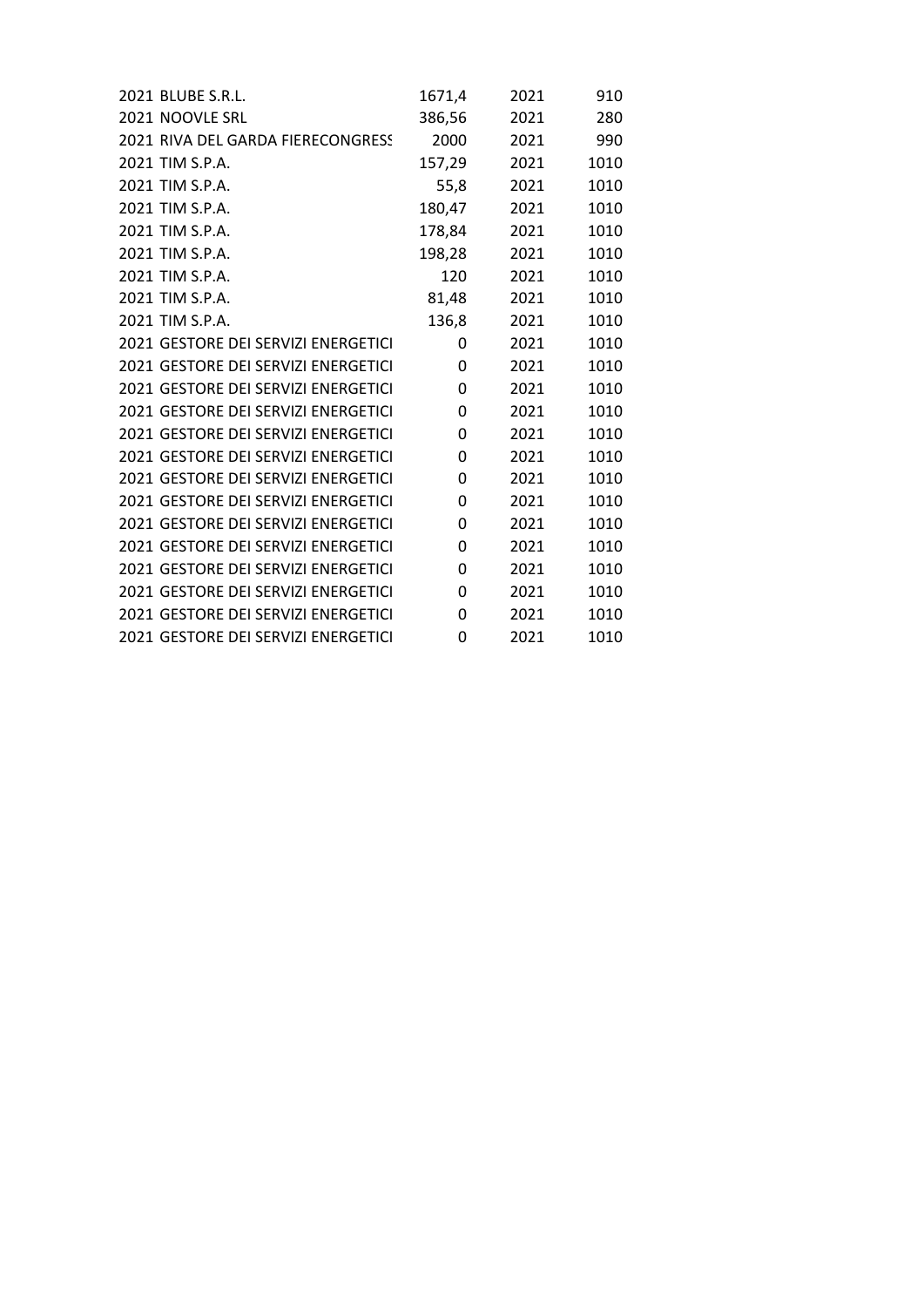| | | | | |
|---|---|---|---|---|
| 2021 | BLUBE S.R.L. | 1671,4 | 2021 | 910 |
| 2021 | NOOVLE SRL | 386,56 | 2021 | 280 |
| 2021 | RIVA DEL GARDA FIERECONGRESS | 2000 | 2021 | 990 |
| 2021 | TIM S.P.A. | 157,29 | 2021 | 1010 |
| 2021 | TIM S.P.A. | 55,8 | 2021 | 1010 |
| 2021 | TIM S.P.A. | 180,47 | 2021 | 1010 |
| 2021 | TIM S.P.A. | 178,84 | 2021 | 1010 |
| 2021 | TIM S.P.A. | 198,28 | 2021 | 1010 |
| 2021 | TIM S.P.A. | 120 | 2021 | 1010 |
| 2021 | TIM S.P.A. | 81,48 | 2021 | 1010 |
| 2021 | TIM S.P.A. | 136,8 | 2021 | 1010 |
| 2021 | GESTORE DEI SERVIZI ENERGETICI | 0 | 2021 | 1010 |
| 2021 | GESTORE DEI SERVIZI ENERGETICI | 0 | 2021 | 1010 |
| 2021 | GESTORE DEI SERVIZI ENERGETICI | 0 | 2021 | 1010 |
| 2021 | GESTORE DEI SERVIZI ENERGETICI | 0 | 2021 | 1010 |
| 2021 | GESTORE DEI SERVIZI ENERGETICI | 0 | 2021 | 1010 |
| 2021 | GESTORE DEI SERVIZI ENERGETICI | 0 | 2021 | 1010 |
| 2021 | GESTORE DEI SERVIZI ENERGETICI | 0 | 2021 | 1010 |
| 2021 | GESTORE DEI SERVIZI ENERGETICI | 0 | 2021 | 1010 |
| 2021 | GESTORE DEI SERVIZI ENERGETICI | 0 | 2021 | 1010 |
| 2021 | GESTORE DEI SERVIZI ENERGETICI | 0 | 2021 | 1010 |
| 2021 | GESTORE DEI SERVIZI ENERGETICI | 0 | 2021 | 1010 |
| 2021 | GESTORE DEI SERVIZI ENERGETICI | 0 | 2021 | 1010 |
| 2021 | GESTORE DEI SERVIZI ENERGETICI | 0 | 2021 | 1010 |
| 2021 | GESTORE DEI SERVIZI ENERGETICI | 0 | 2021 | 1010 |